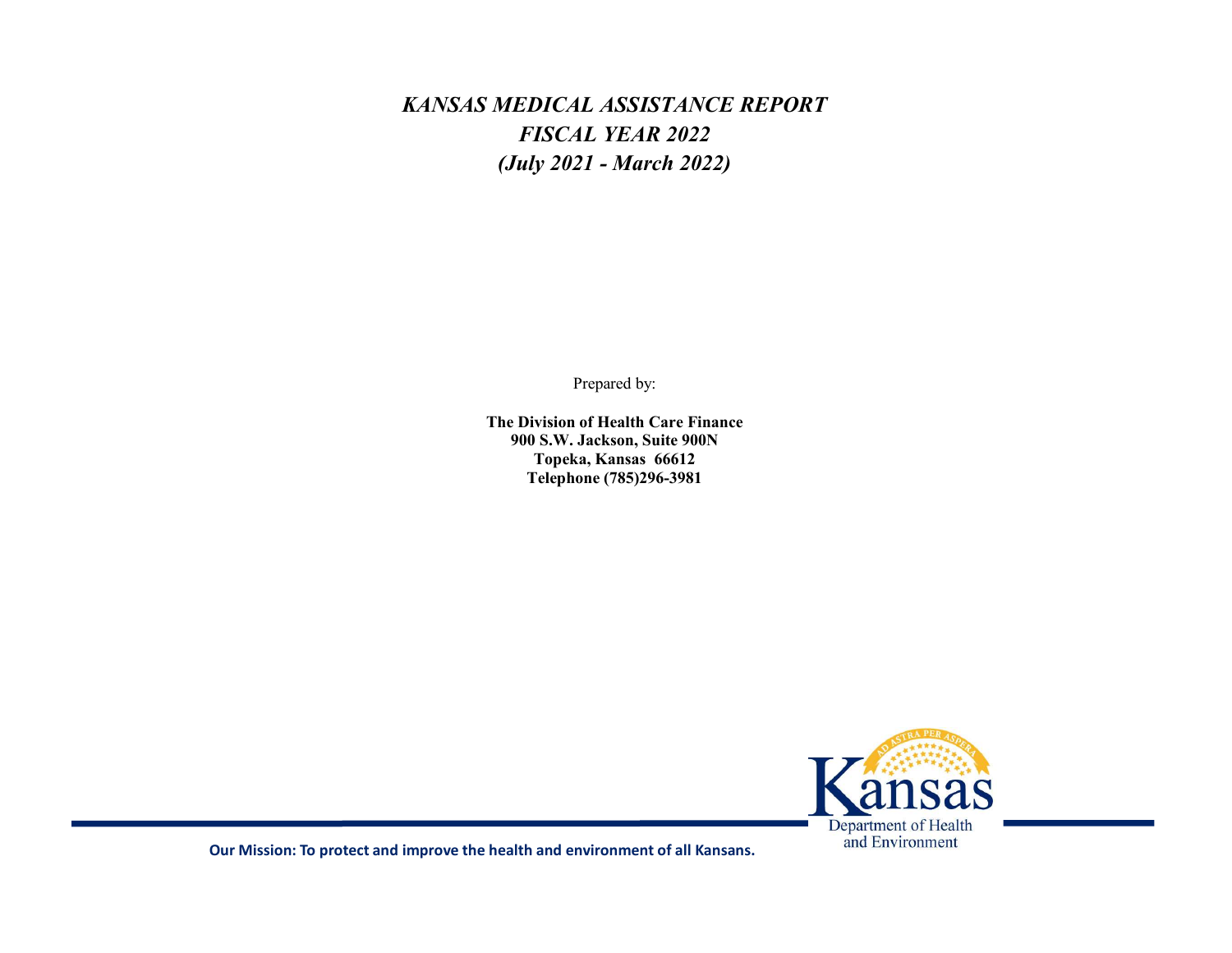# *KANSAS MEDICAL ASSISTANCE REPORT*
# *FISCAL YEAR 2022*
# *(July 2021 - March 2022)*

Prepared by:

**The Division of Health Care Finance**
**900 S.W. Jackson, Suite 900N**
**Topeka, Kansas 66612**
**Telephone (785)296-3981**

Kansas Department of Health and Environment

**Our Mission: To protect and improve the health and environment of all Kansans.**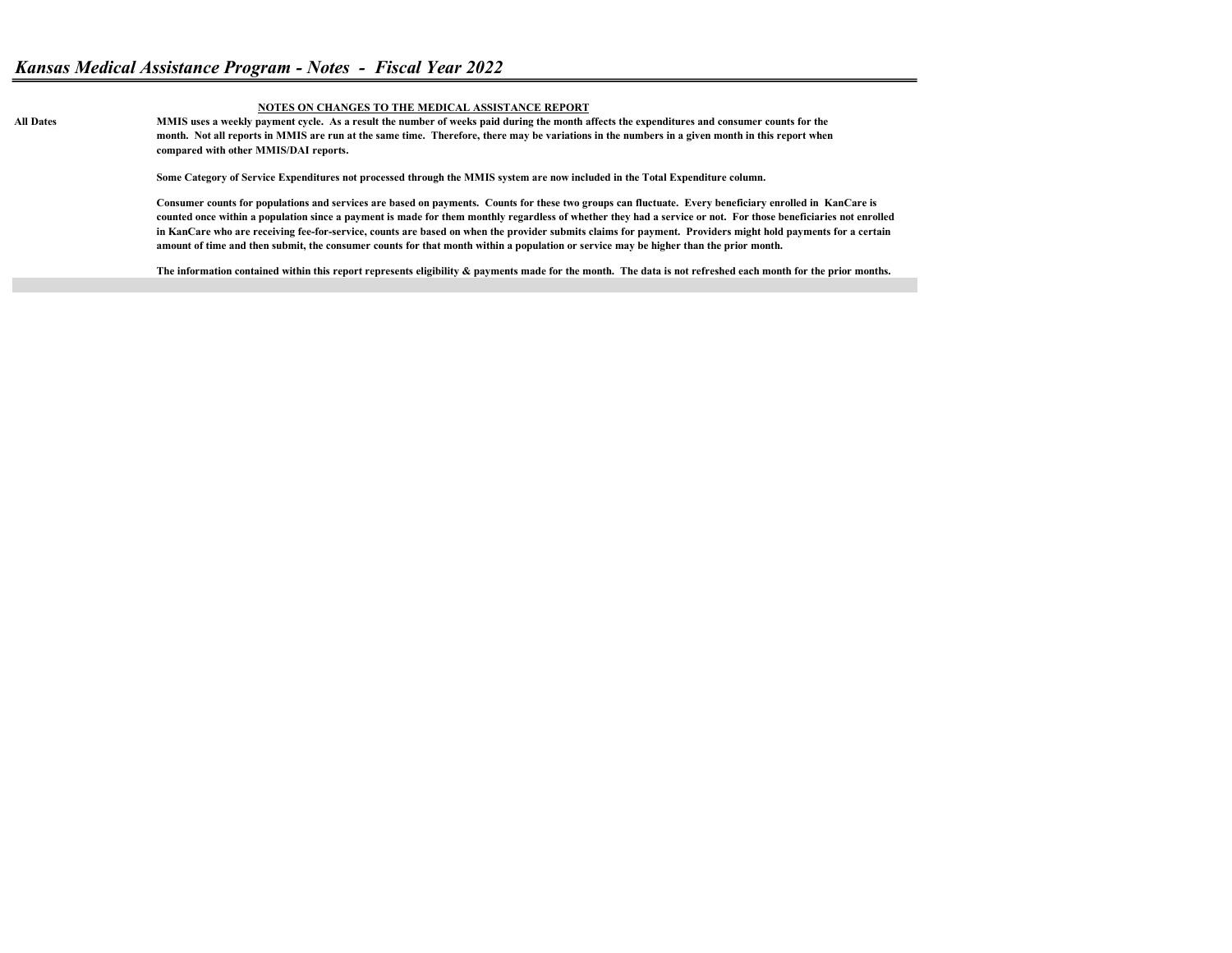# *Kansas Medical Assistance Program - Notes - Fiscal Year 2022*

**NOTES ON CHANGES TO THE MEDICAL ASSISTANCE REPORT**

| | |
|---|---|
| **All Dates** | **MMIS uses a weekly payment cycle. As a result the number of weeks paid during the month affects the expenditures and consumer counts for the month. Not all reports in MMIS are run at the same time. Therefore, there may be variations in the numbers in a given month in this report when compared with other MMIS/DAI reports.** |
| | **Some Category of Service Expenditures not processed through the MMIS system are now included in the Total Expenditure column.** |
| | **Consumer counts for populations and services are based on payments. Counts for these two groups can fluctuate. Every beneficiary enrolled in KanCare is counted once within a population since a payment is made for them monthly regardless of whether they had a service or not. For those beneficiaries not enrolled in KanCare who are receiving fee-for-service, counts are based on when the provider submits claims for payment. Providers might hold payments for a certain amount of time and then submit, the consumer counts for that month within a population or service may be higher than the prior month.** |
| | **The information contained within this report represents eligibility & payments made for the month. The data is not refreshed each month for the prior months.** |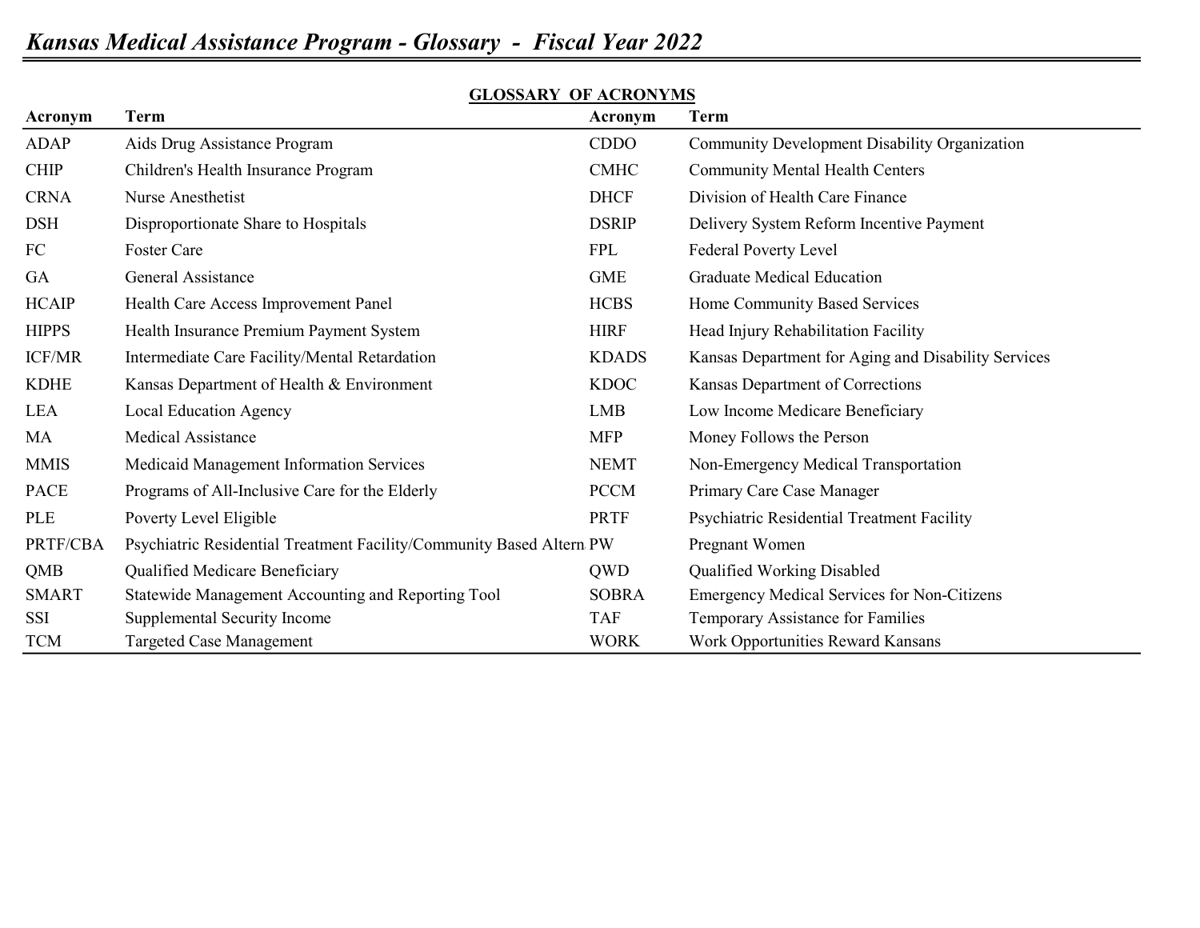# Kansas Medical Assistance Program - Glossary - Fiscal Year 2022

## GLOSSARY OF ACRONYMS

| Acronym | Term | Acronym | Term |
|---|---|---|---|
| ADAP | Aids Drug Assistance Program | CDDO | Community Development Disability Organization |
| CHIP | Children's Health Insurance Program | CMHC | Community Mental Health Centers |
| CRNA | Nurse Anesthetist | DHCF | Division of Health Care Finance |
| DSH | Disproportionate Share to Hospitals | DSRIP | Delivery System Reform Incentive Payment |
| FC | Foster Care | FPL | Federal Poverty Level |
| GA | General Assistance | GME | Graduate Medical Education |
| HCAIP | Health Care Access Improvement Panel | HCBS | Home Community Based Services |
| HIPPS | Health Insurance Premium Payment System | HIRF | Head Injury Rehabilitation Facility |
| ICF/MR | Intermediate Care Facility/Mental Retardation | KDADS | Kansas Department for Aging and Disability Services |
| KDHE | Kansas Department of Health & Environment | KDOC | Kansas Department of Corrections |
| LEA | Local Education Agency | LMB | Low Income Medicare Beneficiary |
| MA | Medical Assistance | MFP | Money Follows the Person |
| MMIS | Medicaid Management Information Services | NEMT | Non-Emergency Medical Transportation |
| PACE | Programs of All-Inclusive Care for the Elderly | PCCM | Primary Care Case Manager |
| PLE | Poverty Level Eligible | PRTF | Psychiatric Residential Treatment Facility |
| PRTF/CBA | Psychiatric Residential Treatment Facility/Community Based Altern | PW | Pregnant Women |
| QMB | Qualified Medicare Beneficiary | QWD | Qualified Working Disabled |
| SMART | Statewide Management Accounting and Reporting Tool | SOBRA | Emergency Medical Services for Non-Citizens |
| SSI | Supplemental Security Income | TAF | Temporary Assistance for Families |
| TCM | Targeted Case Management | WORK | Work Opportunities Reward Kansans |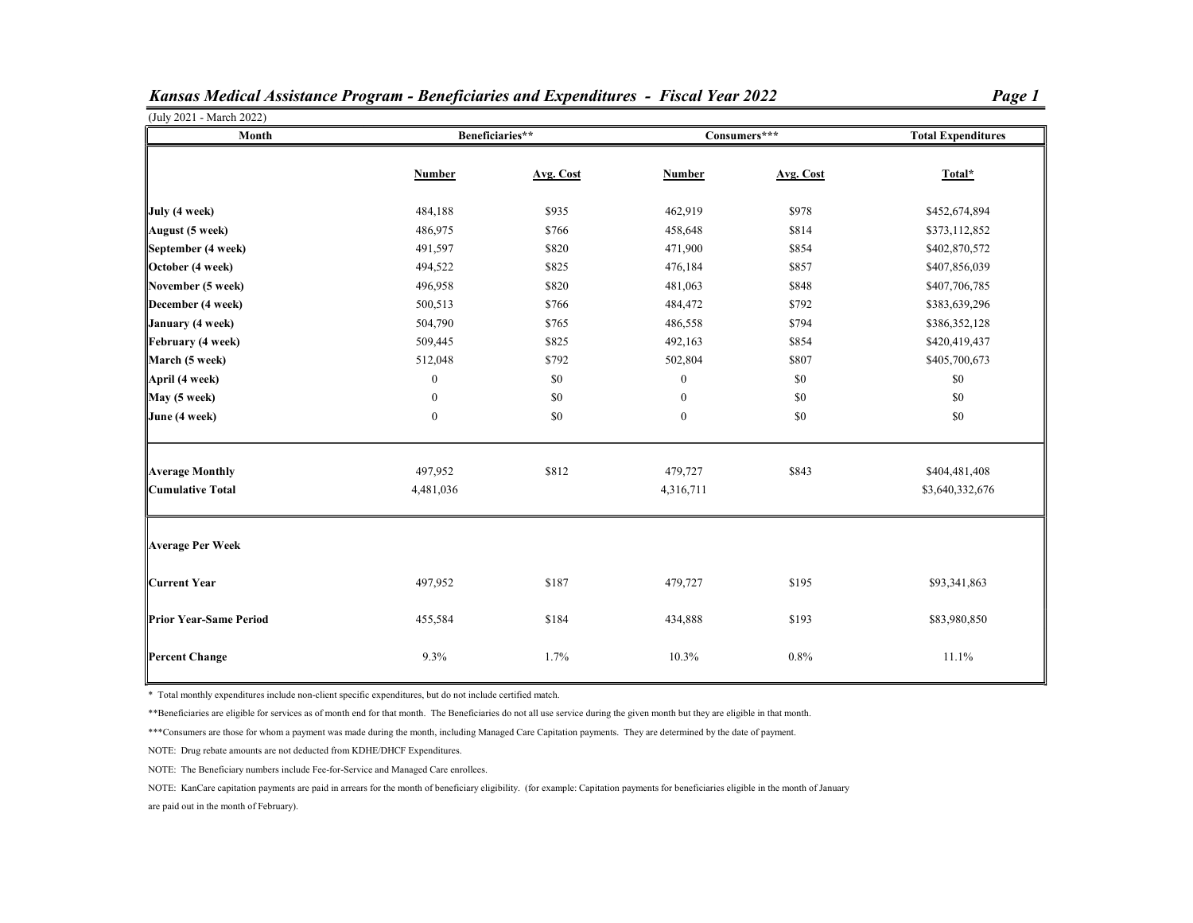## *Kansas Medical Assistance Program - Beneficiaries and Expenditures - Fiscal Year 2022*

(July 2021 - March 2022)

| Month | Beneficiaries** | | Consumers*** | | Total Expenditures |
|---|---|---|---|---|---|
| | Number | Avg. Cost | Number | Avg. Cost | Total* |
| **July (4 week)** | 484,188 | $935 | 462,919 | $978 | $452,674,894 |
| **August (5 week)** | 486,975 | $766 | 458,648 | $814 | $373,112,852 |
| **September (4 week)** | 491,597 | $820 | 471,900 | $854 | $402,870,572 |
| **October (4 week)** | 494,522 | $825 | 476,184 | $857 | $407,856,039 |
| **November (5 week)** | 496,958 | $820 | 481,063 | $848 | $407,706,785 |
| **December (4 week)** | 500,513 | $766 | 484,472 | $792 | $383,639,296 |
| **January (4 week)** | 504,790 | $765 | 486,558 | $794 | $386,352,128 |
| **February (4 week)** | 509,445 | $825 | 492,163 | $854 | $420,419,437 |
| **March (5 week)** | 512,048 | $792 | 502,804 | $807 | $405,700,673 |
| **April (4 week)** | 0 | $0 | 0 | $0 | $0 |
| **May (5 week)** | 0 | $0 | 0 | $0 | $0 |
| **June (4 week)** | 0 | $0 | 0 | $0 | $0 |
| **Average Monthly** | 497,952 | $812 | 479,727 | $843 | $404,481,408 |
| **Cumulative Total** | 4,481,036 | | 4,316,711 | | $3,640,332,676 |
| **Average Per Week** | | | | | |
| **Current Year** | 497,952 | $187 | 479,727 | $195 | $93,341,863 |
| **Prior Year-Same Period** | 455,584 | $184 | 434,888 | $193 | $83,980,850 |
| **Percent Change** | 9.3% | 1.7% | 10.3% | 0.8% | 11.1% |

* Total monthly expenditures include non-client specific expenditures, but do not include certified match.

**Beneficiaries are eligible for services as of month end for that month. The Beneficiaries do not all use service during the given month but they are eligible in that month.

***Consumers are those for whom a payment was made during the month, including Managed Care Capitation payments. They are determined by the date of payment.

NOTE: Drug rebate amounts are not deducted from KDHE/DHCF Expenditures.

NOTE: The Beneficiary numbers include Fee-for-Service and Managed Care enrollees.

NOTE: KanCare capitation payments are paid in arrears for the month of beneficiary eligibility. (for example: Capitation payments for beneficiaries eligible in the month of January are paid out in the month of February).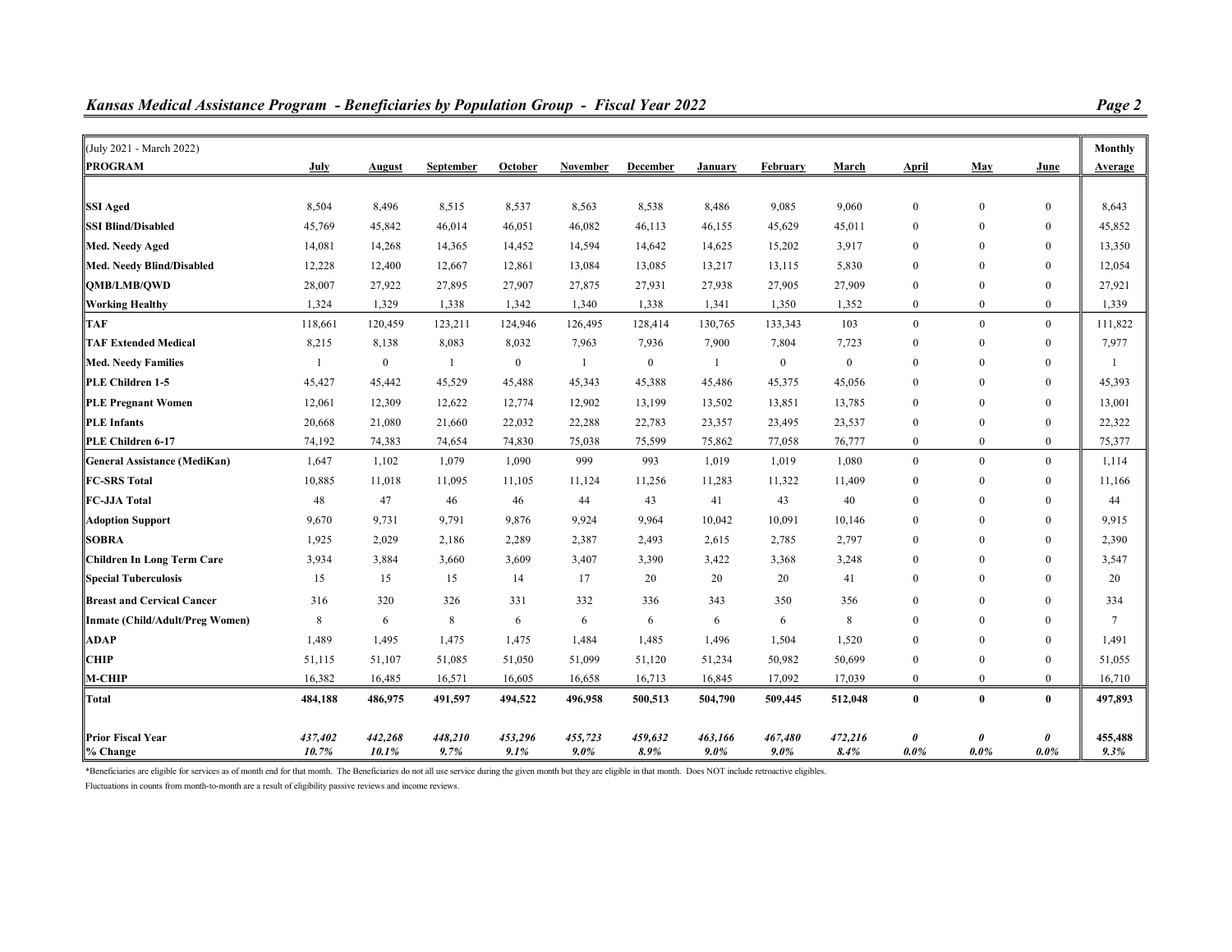## *Kansas Medical Assistance Program - Beneficiaries by Population Group - Fiscal Year 2022*

| (July 2021 - March 2022) PROGRAM | July | August | September | October | November | December | January | February | March | April | May | June | Monthly Average |
|---|---|---|---|---|---|---|---|---|---|---|---|---|---|
| **SSI Aged** | 8,504 | 8,496 | 8,515 | 8,537 | 8,563 | 8,538 | 8,486 | 9,085 | 9,060 | 0 | 0 | 0 | 8,643 |
| **SSI Blind/Disabled** | 45,769 | 45,842 | 46,014 | 46,051 | 46,082 | 46,113 | 46,155 | 45,629 | 45,011 | 0 | 0 | 0 | 45,852 |
| **Med. Needy Aged** | 14,081 | 14,268 | 14,365 | 14,452 | 14,594 | 14,642 | 14,625 | 15,202 | 3,917 | 0 | 0 | 0 | 13,350 |
| **Med. Needy Blind/Disabled** | 12,228 | 12,400 | 12,667 | 12,861 | 13,084 | 13,085 | 13,217 | 13,115 | 5,830 | 0 | 0 | 0 | 12,054 |
| **QMB/LMB/QWD** | 28,007 | 27,922 | 27,895 | 27,907 | 27,875 | 27,931 | 27,938 | 27,905 | 27,909 | 0 | 0 | 0 | 27,921 |
| **Working Healthy** | 1,324 | 1,329 | 1,338 | 1,342 | 1,340 | 1,338 | 1,341 | 1,350 | 1,352 | 0 | 0 | 0 | 1,339 |
| **TAF** | 118,661 | 120,459 | 123,211 | 124,946 | 126,495 | 128,414 | 130,765 | 133,343 | 103 | 0 | 0 | 0 | 111,822 |
| **TAF Extended Medical** | 8,215 | 8,138 | 8,083 | 8,032 | 7,963 | 7,936 | 7,900 | 7,804 | 7,723 | 0 | 0 | 0 | 7,977 |
| **Med. Needy Families** | 1 | 0 | 1 | 0 | 1 | 0 | 1 | 0 | 0 | 0 | 0 | 0 | 1 |
| **PLE Children 1-5** | 45,427 | 45,442 | 45,529 | 45,488 | 45,343 | 45,388 | 45,486 | 45,375 | 45,056 | 0 | 0 | 0 | 45,393 |
| **PLE Pregnant Women** | 12,061 | 12,309 | 12,622 | 12,774 | 12,902 | 13,199 | 13,502 | 13,851 | 13,785 | 0 | 0 | 0 | 13,001 |
| **PLE Infants** | 20,668 | 21,080 | 21,660 | 22,032 | 22,288 | 22,783 | 23,357 | 23,495 | 23,537 | 0 | 0 | 0 | 22,322 |
| **PLE Children 6-17** | 74,192 | 74,383 | 74,654 | 74,830 | 75,038 | 75,599 | 75,862 | 77,058 | 76,777 | 0 | 0 | 0 | 75,377 |
| **General Assistance (MediKan)** | 1,647 | 1,102 | 1,079 | 1,090 | 999 | 993 | 1,019 | 1,019 | 1,080 | 0 | 0 | 0 | 1,114 |
| **FC-SRS Total** | 10,885 | 11,018 | 11,095 | 11,105 | 11,124 | 11,256 | 11,283 | 11,322 | 11,409 | 0 | 0 | 0 | 11,166 |
| **FC-JJA Total** | 48 | 47 | 46 | 46 | 44 | 43 | 41 | 43 | 40 | 0 | 0 | 0 | 44 |
| **Adoption Support** | 9,670 | 9,731 | 9,791 | 9,876 | 9,924 | 9,964 | 10,042 | 10,091 | 10,146 | 0 | 0 | 0 | 9,915 |
| **SOBRA** | 1,925 | 2,029 | 2,186 | 2,289 | 2,387 | 2,493 | 2,615 | 2,785 | 2,797 | 0 | 0 | 0 | 2,390 |
| **Children In Long Term Care** | 3,934 | 3,884 | 3,660 | 3,609 | 3,407 | 3,390 | 3,422 | 3,368 | 3,248 | 0 | 0 | 0 | 3,547 |
| **Special Tuberculosis** | 15 | 15 | 15 | 14 | 17 | 20 | 20 | 20 | 41 | 0 | 0 | 0 | 20 |
| **Breast and Cervical Cancer** | 316 | 320 | 326 | 331 | 332 | 336 | 343 | 350 | 356 | 0 | 0 | 0 | 334 |
| **Inmate (Child/Adult/Preg Women)** | 8 | 6 | 8 | 6 | 6 | 6 | 6 | 6 | 8 | 0 | 0 | 0 | 7 |
| **ADAP** | 1,489 | 1,495 | 1,475 | 1,475 | 1,484 | 1,485 | 1,496 | 1,504 | 1,520 | 0 | 0 | 0 | 1,491 |
| **CHIP** | 51,115 | 51,107 | 51,085 | 51,050 | 51,099 | 51,120 | 51,234 | 50,982 | 50,699 | 0 | 0 | 0 | 51,055 |
| **M-CHIP** | 16,382 | 16,485 | 16,571 | 16,605 | 16,658 | 16,713 | 16,845 | 17,092 | 17,039 | 0 | 0 | 0 | 16,710 |
| **Total** | **484,188** | **486,975** | **491,597** | **494,522** | **496,958** | **500,513** | **504,790** | **509,445** | **512,048** | **0** | **0** | **0** | **497,893** |
| **Prior Fiscal Year** | ***437,402*** | ***442,268*** | ***448,210*** | ***453,296*** | ***455,723*** | ***459,632*** | ***463,166*** | ***467,480*** | ***472,216*** | ***0*** | ***0*** | ***0*** | **455,488** |
| **% Change** | ***10.7%*** | ***10.1%*** | ***9.7%*** | ***9.1%*** | ***9.0%*** | ***8.9%*** | ***9.0%*** | ***9.0%*** | ***8.4%*** | ***0.0%*** | ***0.0%*** | ***0.0%*** | ***9.3%*** |

*Beneficiaries are eligible for services as of month end for that month. The Beneficiaries do not all use service during the given month but they are eligible in that month. Does NOT include retroactive eligibles.

Fluctuations in counts from month-to-month are a result of eligibility passive reviews and income reviews.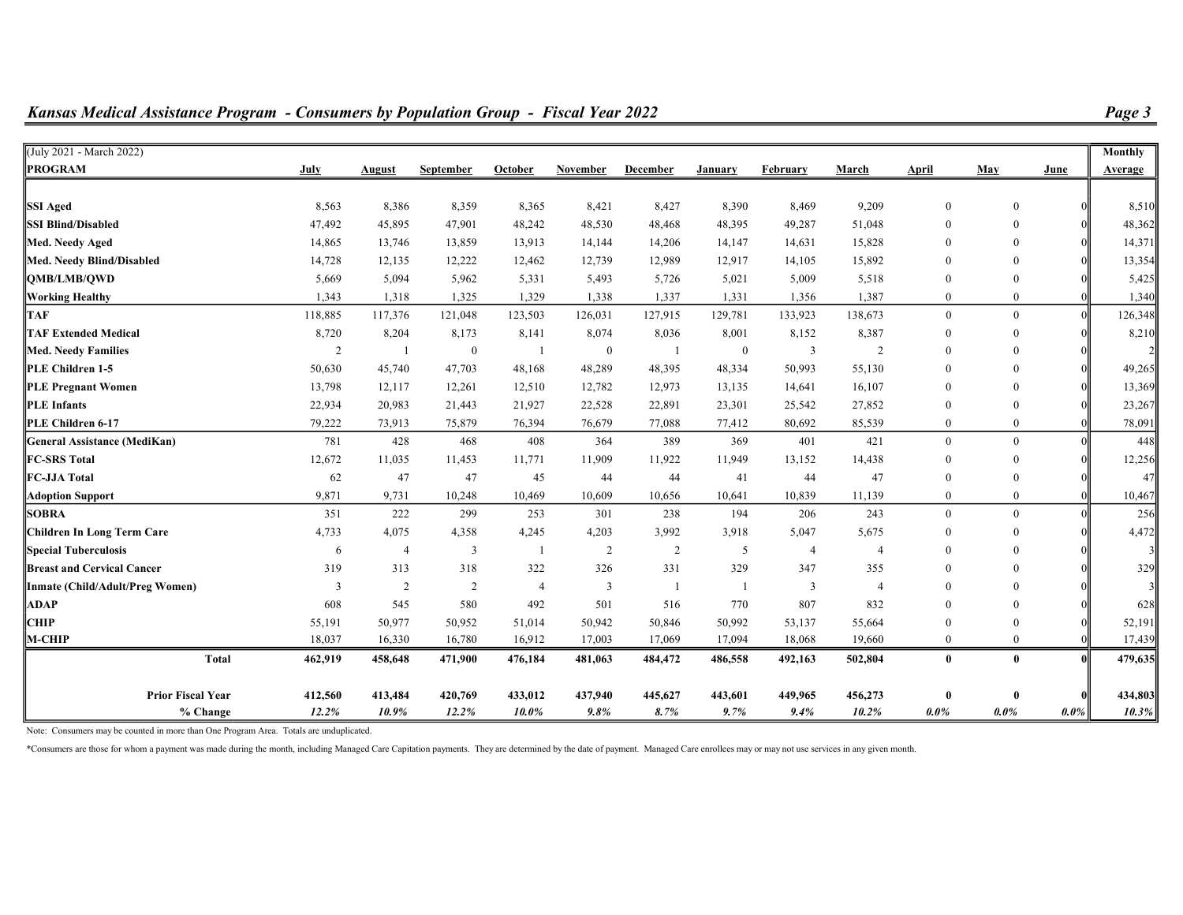## *Kansas Medical Assistance Program - Consumers by Population Group - Fiscal Year 2022*

| (July 2021 - March 2022) PROGRAM | July | August | September | October | November | December | January | February | March | April | May | June | Monthly Average |
|---|---|---|---|---|---|---|---|---|---|---|---|---|---|
| **SSI Aged** | 8,563 | 8,386 | 8,359 | 8,365 | 8,421 | 8,427 | 8,390 | 8,469 | 9,209 | 0 | 0 | 0 | 8,510 |
| **SSI Blind/Disabled** | 47,492 | 45,895 | 47,901 | 48,242 | 48,530 | 48,468 | 48,395 | 49,287 | 51,048 | 0 | 0 | 0 | 48,362 |
| **Med. Needy Aged** | 14,865 | 13,746 | 13,859 | 13,913 | 14,144 | 14,206 | 14,147 | 14,631 | 15,828 | 0 | 0 | 0 | 14,371 |
| **Med. Needy Blind/Disabled** | 14,728 | 12,135 | 12,222 | 12,462 | 12,739 | 12,989 | 12,917 | 14,105 | 15,892 | 0 | 0 | 0 | 13,354 |
| **QMB/LMB/QWD** | 5,669 | 5,094 | 5,962 | 5,331 | 5,493 | 5,726 | 5,021 | 5,009 | 5,518 | 0 | 0 | 0 | 5,425 |
| **Working Healthy** | 1,343 | 1,318 | 1,325 | 1,329 | 1,338 | 1,337 | 1,331 | 1,356 | 1,387 | 0 | 0 | 0 | 1,340 |
| **TAF** | 118,885 | 117,376 | 121,048 | 123,503 | 126,031 | 127,915 | 129,781 | 133,923 | 138,673 | 0 | 0 | 0 | 126,348 |
| **TAF Extended Medical** | 8,720 | 8,204 | 8,173 | 8,141 | 8,074 | 8,036 | 8,001 | 8,152 | 8,387 | 0 | 0 | 0 | 8,210 |
| **Med. Needy Families** | 2 | 1 | 0 | 1 | 0 | 1 | 0 | 3 | 2 | 0 | 0 | 0 | 2 |
| **PLE Children 1-5** | 50,630 | 45,740 | 47,703 | 48,168 | 48,289 | 48,395 | 48,334 | 50,993 | 55,130 | 0 | 0 | 0 | 49,265 |
| **PLE Pregnant Women** | 13,798 | 12,117 | 12,261 | 12,510 | 12,782 | 12,973 | 13,135 | 14,641 | 16,107 | 0 | 0 | 0 | 13,369 |
| **PLE Infants** | 22,934 | 20,983 | 21,443 | 21,927 | 22,528 | 22,891 | 23,301 | 25,542 | 27,852 | 0 | 0 | 0 | 23,267 |
| **PLE Children 6-17** | 79,222 | 73,913 | 75,879 | 76,394 | 76,679 | 77,088 | 77,412 | 80,692 | 85,539 | 0 | 0 | 0 | 78,091 |
| **General Assistance (MediKan)** | 781 | 428 | 468 | 408 | 364 | 389 | 369 | 401 | 421 | 0 | 0 | 0 | 448 |
| **FC-SRS Total** | 12,672 | 11,035 | 11,453 | 11,771 | 11,909 | 11,922 | 11,949 | 13,152 | 14,438 | 0 | 0 | 0 | 12,256 |
| **FC-JJA Total** | 62 | 47 | 47 | 45 | 44 | 44 | 41 | 44 | 47 | 0 | 0 | 0 | 47 |
| **Adoption Support** | 9,871 | 9,731 | 10,248 | 10,469 | 10,609 | 10,656 | 10,641 | 10,839 | 11,139 | 0 | 0 | 0 | 10,467 |
| **SOBRA** | 351 | 222 | 299 | 253 | 301 | 238 | 194 | 206 | 243 | 0 | 0 | 0 | 256 |
| **Children In Long Term Care** | 4,733 | 4,075 | 4,358 | 4,245 | 4,203 | 3,992 | 3,918 | 5,047 | 5,675 | 0 | 0 | 0 | 4,472 |
| **Special Tuberculosis** | 6 | 4 | 3 | 1 | 2 | 2 | 5 | 4 | 4 | 0 | 0 | 0 | 3 |
| **Breast and Cervical Cancer** | 319 | 313 | 318 | 322 | 326 | 331 | 329 | 347 | 355 | 0 | 0 | 0 | 329 |
| **Inmate (Child/Adult/Preg Women)** | 3 | 2 | 2 | 4 | 3 | 1 | 1 | 3 | 4 | 0 | 0 | 0 | 3 |
| **ADAP** | 608 | 545 | 580 | 492 | 501 | 516 | 770 | 807 | 832 | 0 | 0 | 0 | 628 |
| **CHIP** | 55,191 | 50,977 | 50,952 | 51,014 | 50,942 | 50,846 | 50,992 | 53,137 | 55,664 | 0 | 0 | 0 | 52,191 |
| **M-CHIP** | 18,037 | 16,330 | 16,780 | 16,912 | 17,003 | 17,069 | 17,094 | 18,068 | 19,660 | 0 | 0 | 0 | 17,439 |
| **Total** | **462,919** | **458,648** | **471,900** | **476,184** | **481,063** | **484,472** | **486,558** | **492,163** | **502,804** | **0** | **0** | **0** | **479,635** |
| **Prior Fiscal Year** | **412,560** | **413,484** | **420,769** | **433,012** | **437,940** | **445,627** | **443,601** | **449,965** | **456,273** | **0** | **0** | **0** | **434,803** |
| ***% Change*** | ***12.2%*** | ***10.9%*** | ***12.2%*** | ***10.0%*** | ***9.8%*** | ***8.7%*** | ***9.7%*** | ***9.4%*** | ***10.2%*** | ***0.0%*** | ***0.0%*** | ***0.0%*** | ***10.3%*** |

Note: Consumers may be counted in more than One Program Area. Totals are unduplicated.

*Consumers are those for whom a payment was made during the month, including Managed Care Capitation payments. They are determined by the date of payment. Managed Care enrollees may or may not use services in any given month.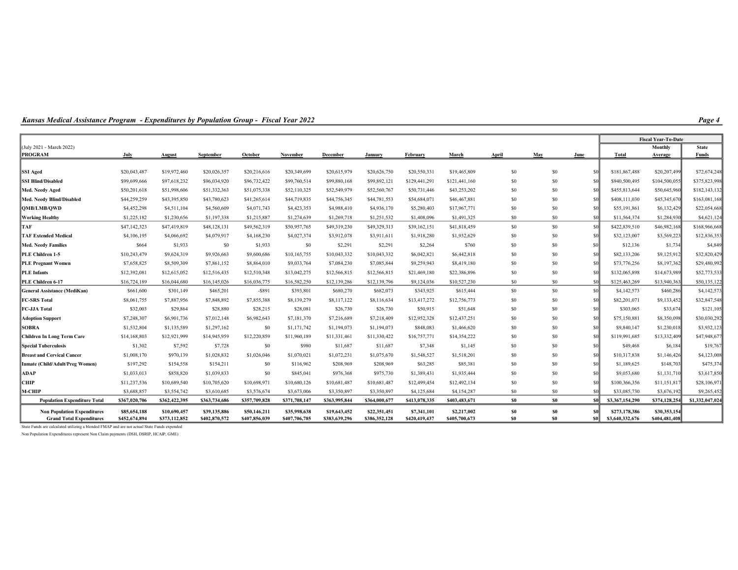## *Kansas Medical Assistance Program - Expenditures by Population Group - Fiscal Year 2022*

| (July 2021 - March 2022) | | | | | | | | | | | | | Fiscal Year-To-Date | | |
|---|---|---|---|---|---|---|---|---|---|---|---|---|---|---|---|
| **PROGRAM** | **July** | **August** | **September** | **October** | **November** | **December** | **January** | **February** | **March** | **April** | **May** | **June** | **Total** | **Monthly Average** | **State Funds** |
| **SSI Aged** | $20,043,487 | $19,972,460 | $20,026,357 | $20,216,616 | $20,349,699 | $20,615,979 | $20,626,750 | $20,550,331 | $19,465,809 | $0 | $0 | $0 | $181,867,488 | $20,207,499 | $72,674,248 |
| **SSI Blind/Disabled** | $99,699,666 | $97,618,232 | $96,034,920 | $96,732,422 | $99,760,514 | $99,880,168 | $99,892,121 | $129,441,291 | $121,441,160 | $0 | $0 | $0 | $940,500,495 | $104,500,055 | $375,823,998 |
| **Med. Needy Aged** | $50,201,618 | $51,998,606 | $51,332,363 | $51,075,338 | $52,110,325 | $52,549,979 | $52,560,767 | $50,731,446 | $43,253,202 | $0 | $0 | $0 | $455,813,644 | $50,645,960 | $182,143,132 |
| **Med. Needy Blind/Disabled** | $44,259,259 | $43,395,850 | $43,780,623 | $41,265,614 | $44,719,835 | $44,756,345 | $44,781,553 | $54,684,071 | $46,467,881 | $0 | $0 | $0 | $408,111,030 | $45,345,670 | $163,081,168 |
| **QMB/LMB/QWD** | $4,452,298 | $4,511,104 | $4,560,609 | $4,071,743 | $4,423,353 | $4,988,410 | $4,936,170 | $5,280,403 | $17,967,771 | $0 | $0 | $0 | $55,191,861 | $6,132,429 | $22,054,668 |
| **Working Healthy** | $1,225,182 | $1,230,656 | $1,197,338 | $1,215,887 | $1,274,639 | $1,269,718 | $1,251,532 | $1,408,096 | $1,491,325 | $0 | $0 | $0 | $11,564,374 | $1,284,930 | $4,621,124 |
| **TAF** | $47,142,323 | $47,419,819 | $48,128,131 | $49,562,319 | $50,957,765 | $49,319,230 | $49,329,313 | $39,162,151 | $41,818,459 | $0 | $0 | $0 | $422,839,510 | $46,982,168 | $168,966,668 |
| **TAF Extended Medical** | $4,106,195 | $4,066,692 | $4,079,917 | $4,168,230 | $4,027,374 | $3,912,078 | $3,911,611 | $1,918,280 | $1,932,629 | $0 | $0 | $0 | $32,123,007 | $3,569,223 | $12,836,353 |
| **Med. Needy Families** | $664 | $1,933 | $0 | $1,933 | $0 | $2,291 | $2,291 | $2,264 | $760 | $0 | $0 | $0 | $12,136 | $1,734 | $4,849 |
| **PLE Children 1-5** | $10,243,479 | $9,624,319 | $9,926,663 | $9,600,686 | $10,165,755 | $10,043,332 | $10,043,332 | $6,042,821 | $6,442,818 | $0 | $0 | $0 | $82,133,206 | $9,125,912 | $32,820,429 |
| **PLE Pregnant Women** | $7,658,825 | $8,509,309 | $7,861,152 | $8,864,010 | $9,033,764 | $7,084,230 | $7,085,844 | $9,259,943 | $8,419,180 | $0 | $0 | $0 | $73,776,256 | $8,197,362 | $29,480,992 |
| **PLE Infants** | $12,392,081 | $12,615,052 | $12,516,435 | $12,510,348 | $13,042,275 | $12,566,815 | $12,566,815 | $21,469,180 | $22,386,896 | $0 | $0 | $0 | $132,065,898 | $14,673,989 | $52,773,533 |
| **PLE Children 6-17** | $16,724,189 | $16,044,680 | $16,145,026 | $16,036,775 | $16,582,250 | $12,139,286 | $12,139,796 | $9,124,036 | $10,527,230 | $0 | $0 | $0 | $125,463,269 | $13,940,363 | $50,135,122 |
| **General Assistance (MediKan)** | $661,600 | $301,149 | $465,201 | -$891 | $393,801 | $680,270 | $682,073 | $343,925 | $615,444 | $0 | $0 | $0 | $4,142,573 | $460,286 | $4,142,573 |
| **FC-SRS Total** | $8,061,755 | $7,887,956 | $7,848,892 | $7,855,388 | $8,139,279 | $8,117,122 | $8,116,634 | $13,417,272 | $12,756,773 | $0 | $0 | $0 | $82,201,071 | $9,133,452 | $32,847,548 |
| **FC-JJA Total** | $32,003 | $29,864 | $28,880 | $28,215 | $28,081 | $26,730 | $26,730 | $50,915 | $51,648 | $0 | $0 | $0 | $303,065 | $33,674 | $121,105 |
| **Adoption Support** | $7,248,307 | $6,901,736 | $7,012,148 | $6,982,643 | $7,181,370 | $7,216,689 | $7,218,409 | $12,952,328 | $12,437,251 | $0 | $0 | $0 | $75,150,881 | $8,350,098 | $30,030,292 |
| **SOBRA** | $1,532,804 | $1,135,589 | $1,297,162 | $0 | $1,171,742 | $1,194,073 | $1,194,073 | $848,083 | $1,466,620 | $0 | $0 | $0 | $9,840,147 | $1,230,018 | $3,932,123 |
| **Children In Long Term Care** | $14,168,803 | $12,921,999 | $14,945,959 | $12,220,859 | $11,960,189 | $11,331,461 | $11,330,422 | $16,757,771 | $14,354,222 | $0 | $0 | $0 | $119,991,685 | $13,332,409 | $47,948,677 |
| **Special Tuberculosis** | $1,302 | $7,592 | $7,728 | $0 | $980 | $11,687 | $11,687 | $7,348 | $1,145 | $0 | $0 | $0 | $49,468 | $6,184 | $19,767 |
| **Breast and Cervical Cancer** | $1,008,170 | $970,139 | $1,028,832 | $1,026,046 | $1,070,021 | $1,072,231 | $1,075,670 | $1,548,527 | $1,518,201 | $0 | $0 | $0 | $10,317,838 | $1,146,426 | $4,123,008 |
| **Inmate (Child/Adult/Preg Women)** | $197,292 | $154,558 | $154,211 | $0 | $116,962 | $208,969 | $208,969 | $63,285 | $85,381 | $0 | $0 | $0 | $1,189,625 | $148,703 | $475,374 |
| **ADAP** | $1,033,013 | $858,820 | $1,039,833 | $0 | $845,041 | $976,368 | $975,730 | $1,389,431 | $1,935,444 | $0 | $0 | $0 | $9,053,680 | $1,131,710 | $3,617,850 |
| **CHIP** | $11,237,536 | $10,689,540 | $10,705,620 | $10,698,971 | $10,680,126 | $10,681,487 | $10,681,487 | $12,499,454 | $12,492,134 | $0 | $0 | $0 | $100,366,356 | $11,151,817 | $28,106,971 |
| **M-CHIP** | $3,688,857 | $3,554,742 | $3,610,685 | $3,576,674 | $3,673,006 | $3,350,897 | $3,350,897 | $4,125,684 | $4,154,287 | $0 | $0 | $0 | $33,085,730 | $3,676,192 | $9,265,452 |
| **Population Expenditure Total** | **$367,020,706** | **$362,422,395** | **$363,734,686** | **$357,709,828** | **$371,708,147** | **$363,995,844** | **$364,000,677** | **$413,078,335** | **$403,483,671** | **$0** | **$0** | **$0** | **$3,367,154,290** | **$374,128,254** | **$1,332,047,024** |
| **Non Population Expenditures** | **$85,654,188** | **$10,690,457** | **$39,135,886** | **$50,146,211** | **$35,998,638** | **$19,643,452** | **$22,351,451** | **$7,341,101** | **$2,217,002** | **$0** | **$0** | **$0** | **$273,178,386** | **$30,353,154** | |
| **Grand Total Expenditures** | **$452,674,894** | **$373,112,852** | **$402,870,572** | **$407,856,039** | **$407,706,785** | **$383,639,296** | **$386,352,128** | **$420,419,437** | **$405,700,673** | **$0** | **$0** | **$0** | **$3,640,332,676** | **$404,481,408** | |

State Funds are calculated utilizing a blended FMAP and are not actual State Funds expended

Non Population Expenditures represent Non Claim payments (DSH, DSRIP, HCAIP, GME)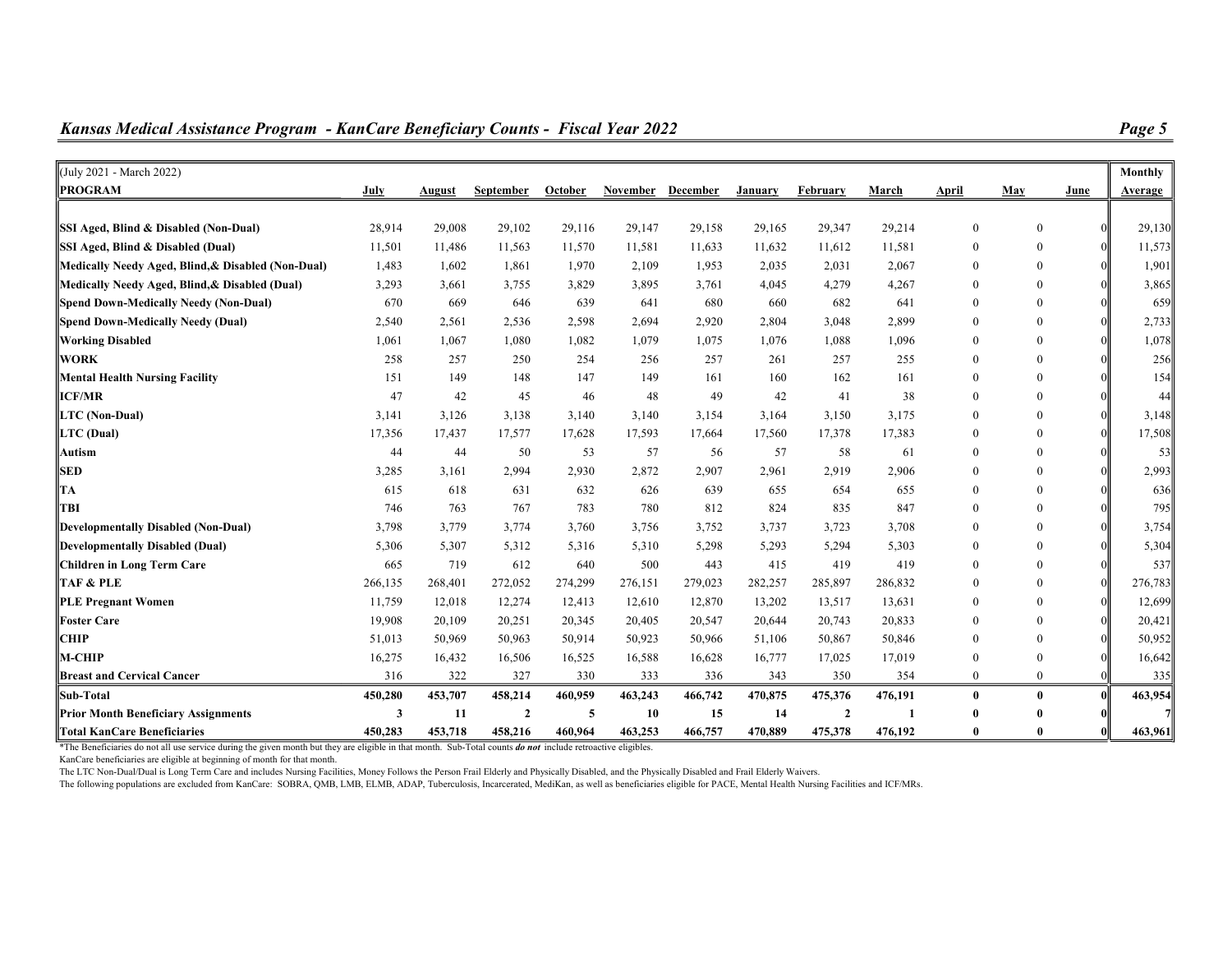## *Kansas Medical Assistance Program - KanCare Beneficiary Counts - Fiscal Year 2022*

| (July 2021 - March 2022)<br>PROGRAM | July | August | September | October | November | December | January | February | March | April | May | June | Monthly Average |
|---|---|---|---|---|---|---|---|---|---|---|---|---|---|
| **SSI Aged, Blind & Disabled (Non-Dual)** | 28,914 | 29,008 | 29,102 | 29,116 | 29,147 | 29,158 | 29,165 | 29,347 | 29,214 | 0 | 0 | 0 | 29,130 |
| **SSI Aged, Blind & Disabled (Dual)** | 11,501 | 11,486 | 11,563 | 11,570 | 11,581 | 11,633 | 11,632 | 11,612 | 11,581 | 0 | 0 | 0 | 11,573 |
| **Medically Needy Aged, Blind,& Disabled (Non-Dual)** | 1,483 | 1,602 | 1,861 | 1,970 | 2,109 | 1,953 | 2,035 | 2,031 | 2,067 | 0 | 0 | 0 | 1,901 |
| **Medically Needy Aged, Blind,& Disabled (Dual)** | 3,293 | 3,661 | 3,755 | 3,829 | 3,895 | 3,761 | 4,045 | 4,279 | 4,267 | 0 | 0 | 0 | 3,865 |
| **Spend Down-Medically Needy (Non-Dual)** | 670 | 669 | 646 | 639 | 641 | 680 | 660 | 682 | 641 | 0 | 0 | 0 | 659 |
| **Spend Down-Medically Needy (Dual)** | 2,540 | 2,561 | 2,536 | 2,598 | 2,694 | 2,920 | 2,804 | 3,048 | 2,899 | 0 | 0 | 0 | 2,733 |
| **Working Disabled** | 1,061 | 1,067 | 1,080 | 1,082 | 1,079 | 1,075 | 1,076 | 1,088 | 1,096 | 0 | 0 | 0 | 1,078 |
| **WORK** | 258 | 257 | 250 | 254 | 256 | 257 | 261 | 257 | 255 | 0 | 0 | 0 | 256 |
| **Mental Health Nursing Facility** | 151 | 149 | 148 | 147 | 149 | 161 | 160 | 162 | 161 | 0 | 0 | 0 | 154 |
| **ICF/MR** | 47 | 42 | 45 | 46 | 48 | 49 | 42 | 41 | 38 | 0 | 0 | 0 | 44 |
| **LTC (Non-Dual)** | 3,141 | 3,126 | 3,138 | 3,140 | 3,140 | 3,154 | 3,164 | 3,150 | 3,175 | 0 | 0 | 0 | 3,148 |
| **LTC (Dual)** | 17,356 | 17,437 | 17,577 | 17,628 | 17,593 | 17,664 | 17,560 | 17,378 | 17,383 | 0 | 0 | 0 | 17,508 |
| **Autism** | 44 | 44 | 50 | 53 | 57 | 56 | 57 | 58 | 61 | 0 | 0 | 0 | 53 |
| **SED** | 3,285 | 3,161 | 2,994 | 2,930 | 2,872 | 2,907 | 2,961 | 2,919 | 2,906 | 0 | 0 | 0 | 2,993 |
| **TA** | 615 | 618 | 631 | 632 | 626 | 639 | 655 | 654 | 655 | 0 | 0 | 0 | 636 |
| **TBI** | 746 | 763 | 767 | 783 | 780 | 812 | 824 | 835 | 847 | 0 | 0 | 0 | 795 |
| **Developmentally Disabled (Non-Dual)** | 3,798 | 3,779 | 3,774 | 3,760 | 3,756 | 3,752 | 3,737 | 3,723 | 3,708 | 0 | 0 | 0 | 3,754 |
| **Developmentally Disabled (Dual)** | 5,306 | 5,307 | 5,312 | 5,316 | 5,310 | 5,298 | 5,293 | 5,294 | 5,303 | 0 | 0 | 0 | 5,304 |
| **Children in Long Term Care** | 665 | 719 | 612 | 640 | 500 | 443 | 415 | 419 | 419 | 0 | 0 | 0 | 537 |
| **TAF & PLE** | 266,135 | 268,401 | 272,052 | 274,299 | 276,151 | 279,023 | 282,257 | 285,897 | 286,832 | 0 | 0 | 0 | 276,783 |
| **PLE Pregnant Women** | 11,759 | 12,018 | 12,274 | 12,413 | 12,610 | 12,870 | 13,202 | 13,517 | 13,631 | 0 | 0 | 0 | 12,699 |
| **Foster Care** | 19,908 | 20,109 | 20,251 | 20,345 | 20,405 | 20,547 | 20,644 | 20,743 | 20,833 | 0 | 0 | 0 | 20,421 |
| **CHIP** | 51,013 | 50,969 | 50,963 | 50,914 | 50,923 | 50,966 | 51,106 | 50,867 | 50,846 | 0 | 0 | 0 | 50,952 |
| **M-CHIP** | 16,275 | 16,432 | 16,506 | 16,525 | 16,588 | 16,628 | 16,777 | 17,025 | 17,019 | 0 | 0 | 0 | 16,642 |
| **Breast and Cervical Cancer** | 316 | 322 | 327 | 330 | 333 | 336 | 343 | 350 | 354 | 0 | 0 | 0 | 335 |
| **Sub-Total** | **450,280** | **453,707** | **458,214** | **460,959** | **463,243** | **466,742** | **470,875** | **475,376** | **476,191** | **0** | **0** | **0** | **463,954** |
| **Prior Month Beneficiary Assignments** | **3** | **11** | **2** | **5** | **10** | **15** | **14** | **2** | **1** | **0** | **0** | **0** | **7** |
| **Total KanCare Beneficiaries** | **450,283** | **453,718** | **458,216** | **460,964** | **463,253** | **466,757** | **470,889** | **475,378** | **476,192** | **0** | **0** | **0** | **463,961** |

*The Beneficiaries do not all use service during the given month but they are eligible in that month. Sub-Total counts ***do not*** include retroactive eligibles.

KanCare beneficiaries are eligible at beginning of month for that month.

The LTC Non-Dual/Dual is Long Term Care and includes Nursing Facilities, Money Follows the Person Frail Elderly and Physically Disabled, and the Physically Disabled and Frail Elderly Waivers.

The following populations are excluded from KanCare: SOBRA, QMB, LMB, ELMB, ADAP, Tuberculosis, Incarcerated, MediKan, as well as beneficiaries eligible for PACE, Mental Health Nursing Facilities and ICF/MRs.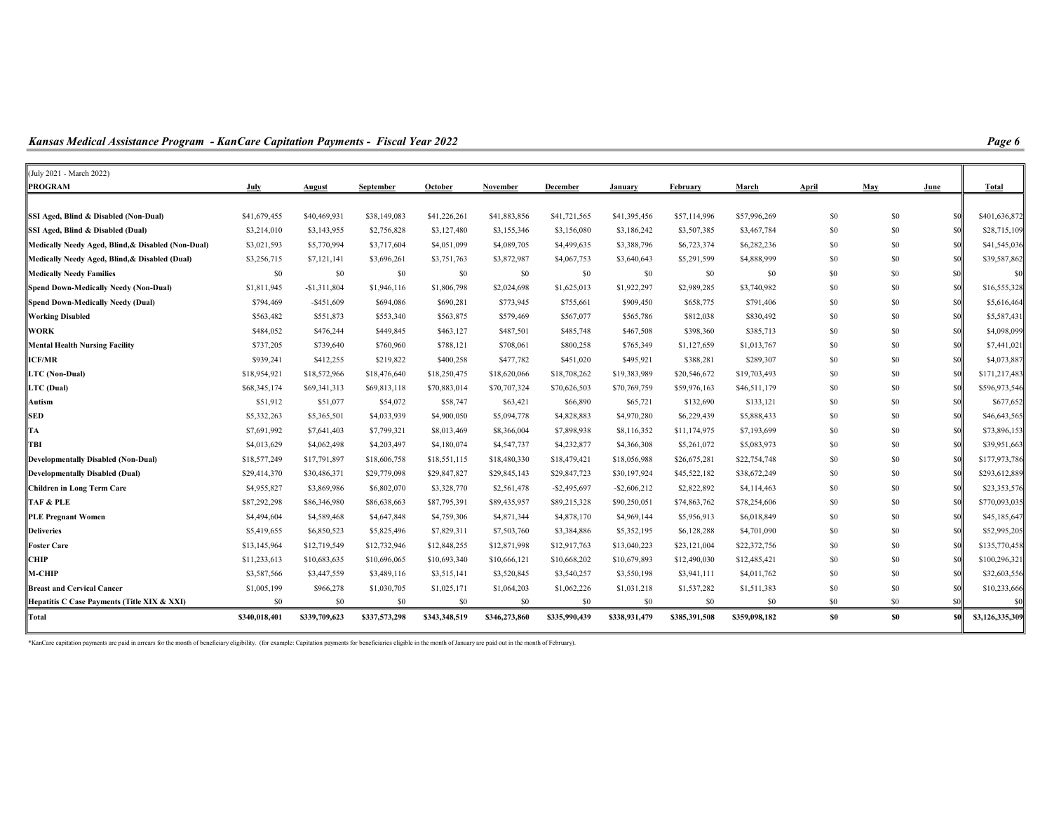## *Kansas Medical Assistance Program - KanCare Capitation Payments - Fiscal Year 2022*

| (July 2021 - March 2022) PROGRAM | July | August | September | October | November | December | January | February | March | April | May | June | Total |
|---|---|---|---|---|---|---|---|---|---|---|---|---|---|
| **SSI Aged, Blind & Disabled (Non-Dual)** | $41,679,455 | $40,469,931 | $38,149,083 | $41,226,261 | $41,883,856 | $41,721,565 | $41,395,456 | $57,114,996 | $57,996,269 | $0 | $0 | $0 | $401,636,872 |
| **SSI Aged, Blind & Disabled (Dual)** | $3,214,010 | $3,143,955 | $2,756,828 | $3,127,480 | $3,155,346 | $3,156,080 | $3,186,242 | $3,507,385 | $3,467,784 | $0 | $0 | $0 | $28,715,109 |
| **Medically Needy Aged, Blind,& Disabled (Non-Dual)** | $3,021,593 | $5,770,994 | $3,717,604 | $4,051,099 | $4,089,705 | $4,499,635 | $3,388,796 | $6,723,374 | $6,282,236 | $0 | $0 | $0 | $41,545,036 |
| **Medically Needy Aged, Blind,& Disabled (Dual)** | $3,256,715 | $7,121,141 | $3,696,261 | $3,751,763 | $3,872,987 | $4,067,753 | $3,640,643 | $5,291,599 | $4,888,999 | $0 | $0 | $0 | $39,587,862 |
| **Medically Needy Families** | $0 | $0 | $0 | $0 | $0 | $0 | $0 | $0 | $0 | $0 | $0 | $0 | $0 |
| **Spend Down-Medically Needy (Non-Dual)** | $1,811,945 | -$1,311,804 | $1,946,116 | $1,806,798 | $2,024,698 | $1,625,013 | $1,922,297 | $2,989,285 | $3,740,982 | $0 | $0 | $0 | $16,555,328 |
| **Spend Down-Medically Needy (Dual)** | $794,469 | -$451,609 | $694,086 | $690,281 | $773,945 | $755,661 | $909,450 | $658,775 | $791,406 | $0 | $0 | $0 | $5,616,464 |
| **Working Disabled** | $563,482 | $551,873 | $553,340 | $563,875 | $579,469 | $567,077 | $565,786 | $812,038 | $830,492 | $0 | $0 | $0 | $5,587,431 |
| **WORK** | $484,052 | $476,244 | $449,845 | $463,127 | $487,501 | $485,748 | $467,508 | $398,360 | $385,713 | $0 | $0 | $0 | $4,098,099 |
| **Mental Health Nursing Facility** | $737,205 | $739,640 | $760,960 | $788,121 | $708,061 | $800,258 | $765,349 | $1,127,659 | $1,013,767 | $0 | $0 | $0 | $7,441,021 |
| **ICF/MR** | $939,241 | $412,255 | $219,822 | $400,258 | $477,782 | $451,020 | $495,921 | $388,281 | $289,307 | $0 | $0 | $0 | $4,073,887 |
| **LTC (Non-Dual)** | $18,954,921 | $18,572,966 | $18,476,640 | $18,250,475 | $18,620,066 | $18,708,262 | $19,383,989 | $20,546,672 | $19,703,493 | $0 | $0 | $0 | $171,217,483 |
| **LTC (Dual)** | $68,345,174 | $69,341,313 | $69,813,118 | $70,883,014 | $70,707,324 | $70,626,503 | $70,769,759 | $59,976,163 | $46,511,179 | $0 | $0 | $0 | $596,973,546 |
| **Autism** | $51,912 | $51,077 | $54,072 | $58,747 | $63,421 | $66,890 | $65,721 | $132,690 | $133,121 | $0 | $0 | $0 | $677,652 |
| **SED** | $5,332,263 | $5,365,501 | $4,033,939 | $4,900,050 | $5,094,778 | $4,828,883 | $4,970,280 | $6,229,439 | $5,888,433 | $0 | $0 | $0 | $46,643,565 |
| **TA** | $7,691,992 | $7,641,403 | $7,799,321 | $8,013,469 | $8,366,004 | $7,898,938 | $8,116,352 | $11,174,975 | $7,193,699 | $0 | $0 | $0 | $73,896,153 |
| **TBI** | $4,013,629 | $4,062,498 | $4,203,497 | $4,180,074 | $4,547,737 | $4,232,877 | $4,366,308 | $5,261,072 | $5,083,973 | $0 | $0 | $0 | $39,951,663 |
| **Developmentally Disabled (Non-Dual)** | $18,577,249 | $17,791,897 | $18,606,758 | $18,551,115 | $18,480,330 | $18,479,421 | $18,056,988 | $26,675,281 | $22,754,748 | $0 | $0 | $0 | $177,973,786 |
| **Developmentally Disabled (Dual)** | $29,414,370 | $30,486,371 | $29,779,098 | $29,847,827 | $29,845,143 | $29,847,723 | $30,197,924 | $45,522,182 | $38,672,249 | $0 | $0 | $0 | $293,612,889 |
| **Children in Long Term Care** | $4,955,827 | $3,869,986 | $6,802,070 | $3,328,770 | $2,561,478 | -$2,495,697 | -$2,606,212 | $2,822,892 | $4,114,463 | $0 | $0 | $0 | $23,353,576 |
| **TAF & PLE** | $87,292,298 | $86,346,980 | $86,638,663 | $87,795,391 | $89,435,957 | $89,215,328 | $90,250,051 | $74,863,762 | $78,254,606 | $0 | $0 | $0 | $770,093,035 |
| **PLE Pregnant Women** | $4,494,604 | $4,589,468 | $4,647,848 | $4,759,306 | $4,871,344 | $4,878,170 | $4,969,144 | $5,956,913 | $6,018,849 | $0 | $0 | $0 | $45,185,647 |
| **Deliveries** | $5,419,655 | $6,850,523 | $5,825,496 | $7,829,311 | $7,503,760 | $3,384,886 | $5,352,195 | $6,128,288 | $4,701,090 | $0 | $0 | $0 | $52,995,205 |
| **Foster Care** | $13,145,964 | $12,719,549 | $12,732,946 | $12,848,255 | $12,871,998 | $12,917,763 | $13,040,223 | $23,121,004 | $22,372,756 | $0 | $0 | $0 | $135,770,458 |
| **CHIP** | $11,233,613 | $10,683,635 | $10,696,065 | $10,693,340 | $10,666,121 | $10,668,202 | $10,679,893 | $12,490,030 | $12,485,421 | $0 | $0 | $0 | $100,296,321 |
| **M-CHIP** | $3,587,566 | $3,447,559 | $3,489,116 | $3,515,141 | $3,520,845 | $3,540,257 | $3,550,198 | $3,941,111 | $4,011,762 | $0 | $0 | $0 | $32,603,556 |
| **Breast and Cervical Cancer** | $1,005,199 | $966,278 | $1,030,705 | $1,025,171 | $1,064,203 | $1,062,226 | $1,031,218 | $1,537,282 | $1,511,383 | $0 | $0 | $0 | $10,233,666 |
| **Hepatitis C Case Payments (Title XIX & XXI)** | $0 | $0 | $0 | $0 | $0 | $0 | $0 | $0 | $0 | $0 | $0 | $0 | $0 |
| **Total** | **$340,018,401** | **$339,709,623** | **$337,573,298** | **$343,348,519** | **$346,273,860** | **$335,990,439** | **$338,931,479** | **$385,391,508** | **$359,098,182** | **$0** | **$0** | **$0** | **$3,126,335,309** |

*KanCare capitation payments are paid in arrears for the month of beneficiary eligibility. (for example: Capitation payments for beneficiaries eligible in the month of January are paid out in the month of February).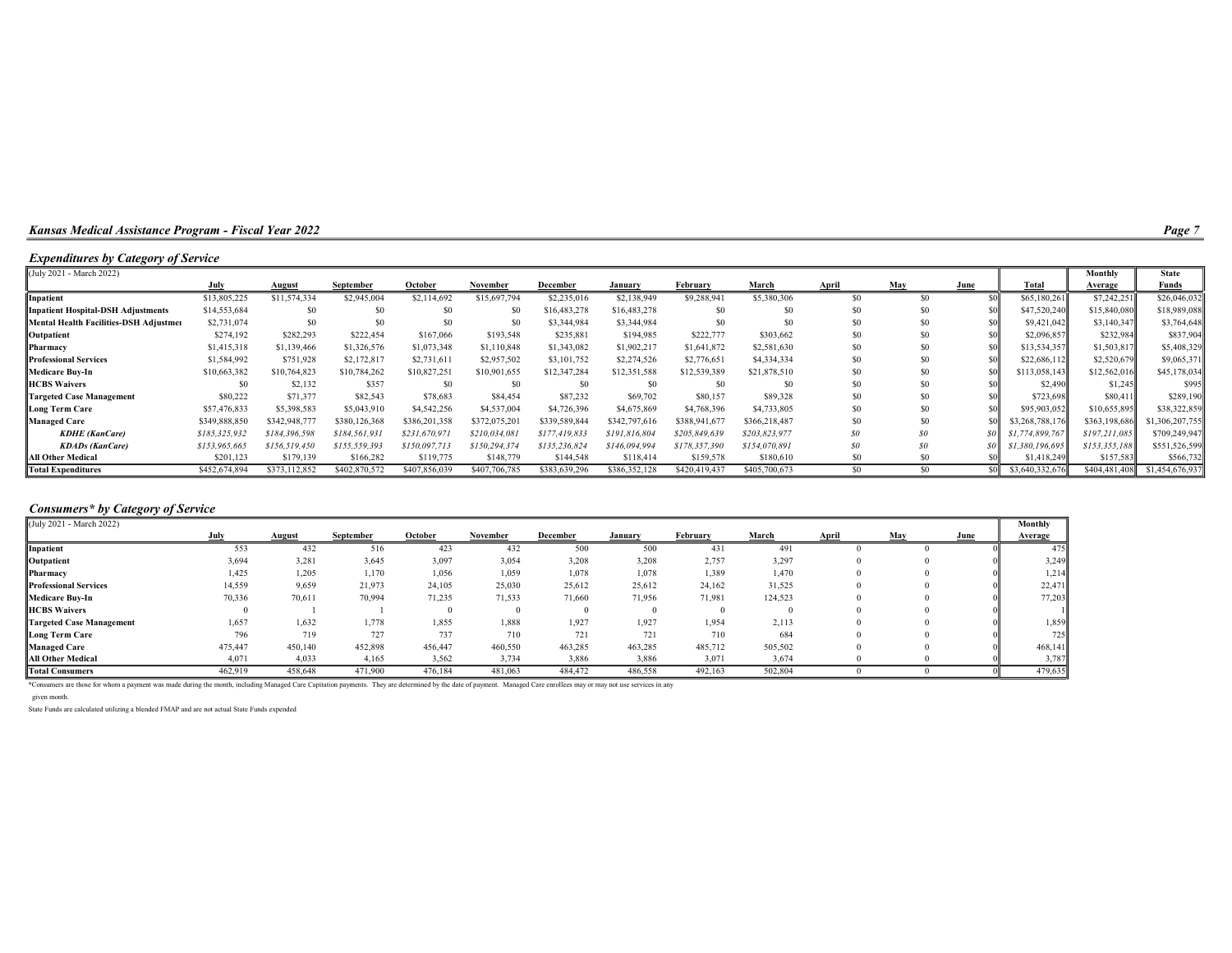## Kansas Medical Assistance Program - Fiscal Year 2022

### Expenditures by Category of Service

| (July 2021 - March 2022) | July | August | September | October | November | December | January | February | March | April | May | June | Total | Monthly Average | State Funds |
|---|---|---|---|---|---|---|---|---|---|---|---|---|---|---|---|
| **Inpatient** | $13,805,225 | $11,574,334 | $2,945,004 | $2,114,692 | $15,697,794 | $2,235,016 | $2,138,949 | $9,288,941 | $5,380,306 | $0 | $0 | $0 | $65,180,261 | $7,242,251 | $26,046,032 |
| **Inpatient Hospital-DSH Adjustments** | $14,553,684 | $0 | $0 | $0 | $0 | $16,483,278 | $16,483,278 | $0 | $0 | $0 | $0 | $0 | $47,520,240 | $15,840,080 | $18,989,088 |
| **Mental Health Facilities-DSH Adjustmer** | $2,731,074 | $0 | $0 | $0 | $0 | $3,344,984 | $3,344,984 | $0 | $0 | $0 | $0 | $0 | $9,421,042 | $3,140,347 | $3,764,648 |
| **Outpatient** | $274,192 | $282,293 | $222,454 | $167,066 | $193,548 | $235,881 | $194,985 | $222,777 | $303,662 | $0 | $0 | $0 | $2,096,857 | $232,984 | $837,904 |
| **Pharmacy** | $1,415,318 | $1,139,466 | $1,326,576 | $1,073,348 | $1,110,848 | $1,343,082 | $1,902,217 | $1,641,872 | $2,581,630 | $0 | $0 | $0 | $13,534,357 | $1,503,817 | $5,408,329 |
| **Professional Services** | $1,584,992 | $751,928 | $2,172,817 | $2,731,611 | $2,957,502 | $3,101,752 | $2,274,526 | $2,776,651 | $4,334,334 | $0 | $0 | $0 | $22,686,112 | $2,520,679 | $9,065,371 |
| **Medicare Buy-In** | $10,663,382 | $10,764,823 | $10,784,262 | $10,827,251 | $10,901,655 | $12,347,284 | $12,351,588 | $12,539,389 | $21,878,510 | $0 | $0 | $0 | $113,058,143 | $12,562,016 | $45,178,034 |
| **HCBS Waivers** | $0 | $2,132 | $357 | $0 | $0 | $0 | $0 | $0 | $0 | $0 | $0 | $0 | $2,490 | $1,245 | $995 |
| **Targeted Case Management** | $80,222 | $71,377 | $82,543 | $78,683 | $84,454 | $87,232 | $69,702 | $80,157 | $89,328 | $0 | $0 | $0 | $723,698 | $80,411 | $289,190 |
| **Long Term Care** | $57,476,833 | $5,398,583 | $5,043,910 | $4,542,256 | $4,537,004 | $4,726,396 | $4,675,869 | $4,768,396 | $4,733,805 | $0 | $0 | $0 | $95,903,052 | $10,655,895 | $38,322,859 |
| **Managed Care** | $349,888,850 | $342,948,777 | $380,126,368 | $386,201,358 | $372,075,201 | $339,589,844 | $342,797,616 | $388,941,677 | $366,218,487 | $0 | $0 | $0 | $3,268,788,176 | $363,198,686 | $1,306,207,755 |
| ***KDHE (KanCare)*** | *$185,325,932* | *$184,396,598* | *$184,561,931* | *$231,670,971* | *$210,034,081* | *$177,419,833* | *$191,816,804* | *$205,849,639* | *$203,823,977* | *$0* | *$0* | *$0* | *$1,774,899,767* | *$197,211,085* | $709,249,947 |
| ***KDADs (KanCare)*** | *$153,965,665* | *$156,519,450* | *$155,559,393* | *$150,097,713* | *$150,294,374* | *$135,236,824* | *$146,094,994* | *$178,357,390* | *$154,070,891* | *$0* | *$0* | *$0* | *$1,380,196,695* | *$153,355,188* | $551,526,599 |
| **All Other Medical** | $201,123 | $179,139 | $166,282 | $119,775 | $148,779 | $144,548 | $118,414 | $159,578 | $180,610 | $0 | $0 | $0 | $1,418,249 | $157,583 | $566,732 |
| **Total Expenditures** | $452,674,894 | $373,112,852 | $402,870,572 | $407,856,039 | $407,706,785 | $383,639,296 | $386,352,128 | $420,419,437 | $405,700,673 | $0 | $0 | $0 | $3,640,332,676 | $404,481,408 | $1,454,676,937 |

### Consumers* by Category of Service

| (July 2021 - March 2022) | July | August | September | October | November | December | January | February | March | April | May | June | Monthly Average |
|---|---|---|---|---|---|---|---|---|---|---|---|---|---|
| **Inpatient** | 553 | 432 | 516 | 423 | 432 | 500 | 500 | 431 | 491 | 0 | 0 | 0 | 475 |
| **Outpatient** | 3,694 | 3,281 | 3,645 | 3,097 | 3,054 | 3,208 | 3,208 | 2,757 | 3,297 | 0 | 0 | 0 | 3,249 |
| **Pharmacy** | 1,425 | 1,205 | 1,170 | 1,056 | 1,059 | 1,078 | 1,078 | 1,389 | 1,470 | 0 | 0 | 0 | 1,214 |
| **Professional Services** | 14,559 | 9,659 | 21,973 | 24,105 | 25,030 | 25,612 | 25,612 | 24,162 | 31,525 | 0 | 0 | 0 | 22,471 |
| **Medicare Buy-In** | 70,336 | 70,611 | 70,994 | 71,235 | 71,533 | 71,660 | 71,956 | 71,981 | 124,523 | 0 | 0 | 0 | 77,203 |
| **HCBS Waivers** | 0 | 1 | 1 | 0 | 0 | 0 | 0 | 0 | 0 | 0 | 0 | 0 | 1 |
| **Targeted Case Management** | 1,657 | 1,632 | 1,778 | 1,855 | 1,888 | 1,927 | 1,927 | 1,954 | 2,113 | 0 | 0 | 0 | 1,859 |
| **Long Term Care** | 796 | 719 | 727 | 737 | 710 | 721 | 721 | 710 | 684 | 0 | 0 | 0 | 725 |
| **Managed Care** | 475,447 | 450,140 | 452,898 | 456,447 | 460,550 | 463,285 | 463,285 | 485,712 | 505,502 | 0 | 0 | 0 | 468,141 |
| **All Other Medical** | 4,071 | 4,033 | 4,165 | 3,562 | 3,734 | 3,886 | 3,886 | 3,071 | 3,674 | 0 | 0 | 0 | 3,787 |
| **Total Consumers** | 462,919 | 458,648 | 471,900 | 476,184 | 481,063 | 484,472 | 486,558 | 492,163 | 502,804 | 0 | 0 | 0 | 479,635 |

*Consumers are those for whom a payment was made during the month, including Managed Care Capitation payments. They are determined by the date of payment. Managed Care enrollees may or may not use services in any given month.

State Funds are calculated utilizing a blended FMAP and are not actual State Funds expended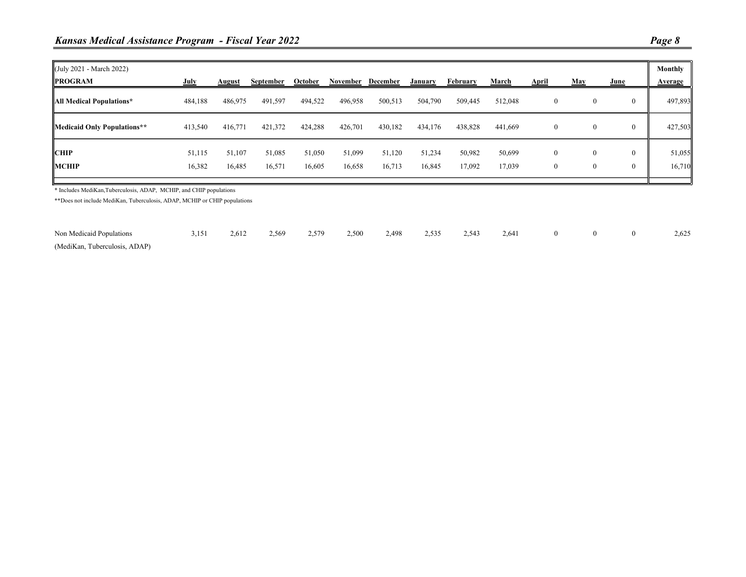| (July 2021 - March 2022) PROGRAM | July | August | September | October | November | December | January | February | March | April | May | June | Monthly Average |
|---|---|---|---|---|---|---|---|---|---|---|---|---|---|
| **All Medical Populations*** | 484,188 | 486,975 | 491,597 | 494,522 | 496,958 | 500,513 | 504,790 | 509,445 | 512,048 | 0 | 0 | 0 | 497,893 |
| **Medicaid Only Populations**** | 413,540 | 416,771 | 421,372 | 424,288 | 426,701 | 430,182 | 434,176 | 438,828 | 441,669 | 0 | 0 | 0 | 427,503 |
| **CHIP** | 51,115 | 51,107 | 51,085 | 51,050 | 51,099 | 51,120 | 51,234 | 50,982 | 50,699 | 0 | 0 | 0 | 51,055 |
| **MCHIP** | 16,382 | 16,485 | 16,571 | 16,605 | 16,658 | 16,713 | 16,845 | 17,092 | 17,039 | 0 | 0 | 0 | 16,710 |

* Includes MediKan,Tuberculosis, ADAP, MCHIP, and CHIP populations

**Does not include MediKan, Tuberculosis, ADAP, MCHIP or CHIP populations

| | | | | | | | | | | | | | |
|---|---|---|---|---|---|---|---|---|---|---|---|---|---|
| Non Medicaid Populations (MediKan, Tuberculosis, ADAP) | 3,151 | 2,612 | 2,569 | 2,579 | 2,500 | 2,498 | 2,535 | 2,543 | 2,641 | 0 | 0 | 0 | 2,625 |